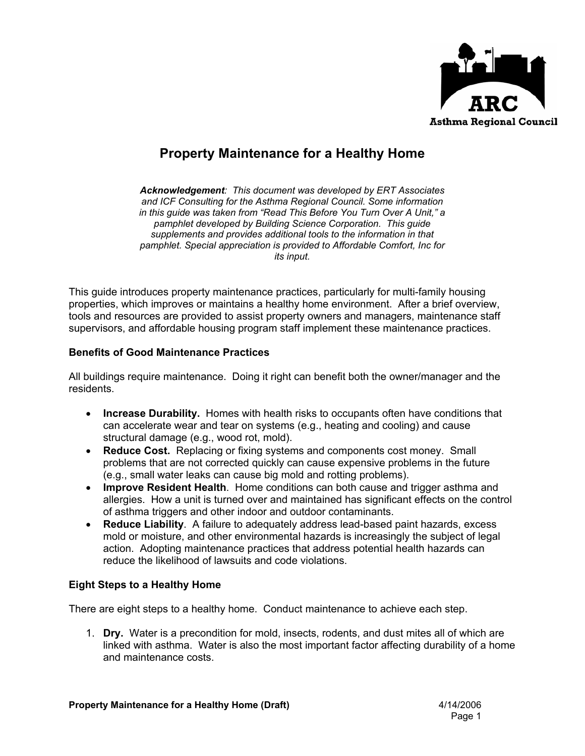ARC

Asthma Regional Council

# Property Maintenance for a Healthy Home

***Acknowledgement**: This document was developed by ERT Associates and ICF Consulting for the Asthma Regional Council. Some information in this guide was taken from "Read This Before You Turn Over A Unit," a pamphlet developed by Building Science Corporation. This guide supplements and provides additional tools to the information in that pamphlet. Special appreciation is provided to Affordable Comfort, Inc for its input.*

This guide introduces property maintenance practices, particularly for multi-family housing properties, which improves or maintains a healthy home environment. After a brief overview, tools and resources are provided to assist property owners and managers, maintenance staff supervisors, and affordable housing program staff implement these maintenance practices.

### Benefits of Good Maintenance Practices

All buildings require maintenance. Doing it right can benefit both the owner/manager and the residents.

- **Increase Durability.** Homes with health risks to occupants often have conditions that can accelerate wear and tear on systems (e.g., heating and cooling) and cause structural damage (e.g., wood rot, mold).
- **Reduce Cost.** Replacing or fixing systems and components cost money. Small problems that are not corrected quickly can cause expensive problems in the future (e.g., small water leaks can cause big mold and rotting problems).
- **Improve Resident Health**. Home conditions can both cause and trigger asthma and allergies. How a unit is turned over and maintained has significant effects on the control of asthma triggers and other indoor and outdoor contaminants.
- **Reduce Liability**. A failure to adequately address lead-based paint hazards, excess mold or moisture, and other environmental hazards is increasingly the subject of legal action. Adopting maintenance practices that address potential health hazards can reduce the likelihood of lawsuits and code violations.

### Eight Steps to a Healthy Home

There are eight steps to a healthy home. Conduct maintenance to achieve each step.

1. **Dry.** Water is a precondition for mold, insects, rodents, and dust mites all of which are linked with asthma. Water is also the most important factor affecting durability of a home and maintenance costs.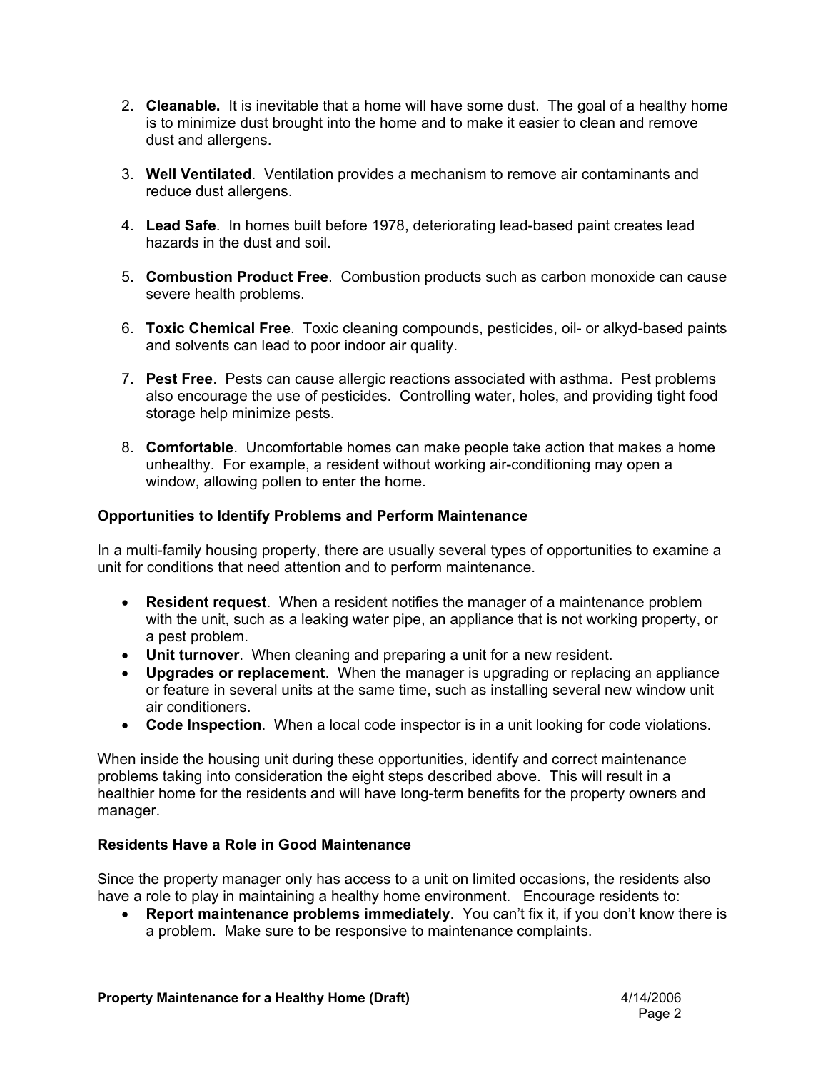2. **Cleanable.** It is inevitable that a home will have some dust. The goal of a healthy home is to minimize dust brought into the home and to make it easier to clean and remove dust and allergens.

3. **Well Ventilated**. Ventilation provides a mechanism to remove air contaminants and reduce dust allergens.

4. **Lead Safe**. In homes built before 1978, deteriorating lead-based paint creates lead hazards in the dust and soil.

5. **Combustion Product Free**. Combustion products such as carbon monoxide can cause severe health problems.

6. **Toxic Chemical Free**. Toxic cleaning compounds, pesticides, oil- or alkyd-based paints and solvents can lead to poor indoor air quality.

7. **Pest Free**. Pests can cause allergic reactions associated with asthma. Pest problems also encourage the use of pesticides. Controlling water, holes, and providing tight food storage help minimize pests.

8. **Comfortable**. Uncomfortable homes can make people take action that makes a home unhealthy. For example, a resident without working air-conditioning may open a window, allowing pollen to enter the home.

**Opportunities to Identify Problems and Perform Maintenance**

In a multi-family housing property, there are usually several types of opportunities to examine a unit for conditions that need attention and to perform maintenance.

- **Resident request**. When a resident notifies the manager of a maintenance problem with the unit, such as a leaking water pipe, an appliance that is not working property, or a pest problem.
- **Unit turnover**. When cleaning and preparing a unit for a new resident.
- **Upgrades or replacement**. When the manager is upgrading or replacing an appliance or feature in several units at the same time, such as installing several new window unit air conditioners.
- **Code Inspection**. When a local code inspector is in a unit looking for code violations.

When inside the housing unit during these opportunities, identify and correct maintenance problems taking into consideration the eight steps described above. This will result in a healthier home for the residents and will have long-term benefits for the property owners and manager.

**Residents Have a Role in Good Maintenance**

Since the property manager only has access to a unit on limited occasions, the residents also have a role to play in maintaining a healthy home environment. Encourage residents to:

- **Report maintenance problems immediately**. You can't fix it, if you don't know there is a problem. Make sure to be responsive to maintenance complaints.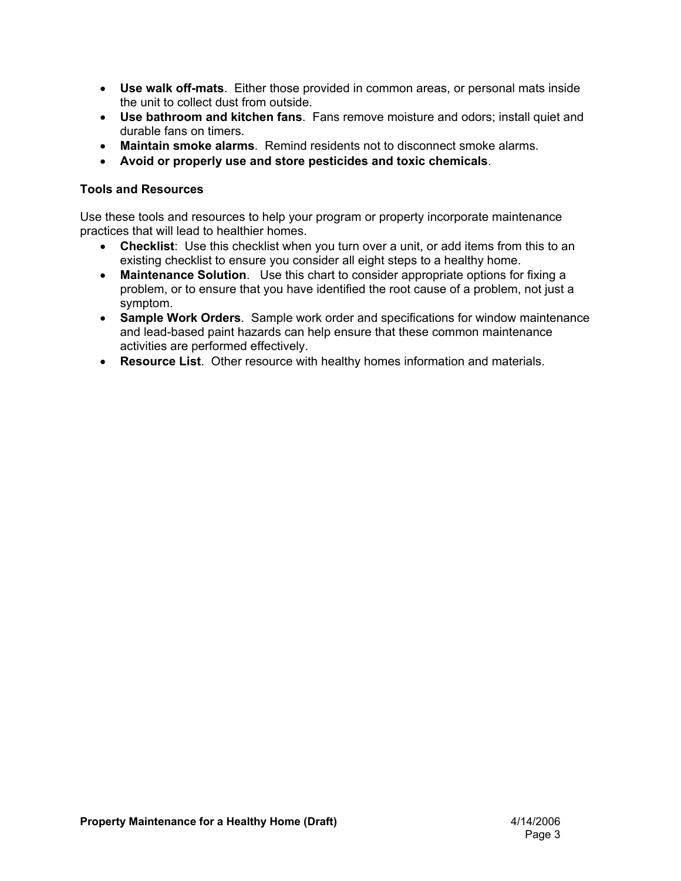- **Use walk off-mats**. Either those provided in common areas, or personal mats inside the unit to collect dust from outside.
- **Use bathroom and kitchen fans**. Fans remove moisture and odors; install quiet and durable fans on timers.
- **Maintain smoke alarms**. Remind residents not to disconnect smoke alarms.
- **Avoid or properly use and store pesticides and toxic chemicals**.

**Tools and Resources**

Use these tools and resources to help your program or property incorporate maintenance practices that will lead to healthier homes.

- **Checklist**: Use this checklist when you turn over a unit, or add items from this to an existing checklist to ensure you consider all eight steps to a healthy home.
- **Maintenance Solution**. Use this chart to consider appropriate options for fixing a problem, or to ensure that you have identified the root cause of a problem, not just a symptom.
- **Sample Work Orders**. Sample work order and specifications for window maintenance and lead-based paint hazards can help ensure that these common maintenance activities are performed effectively.
- **Resource List**. Other resource with healthy homes information and materials.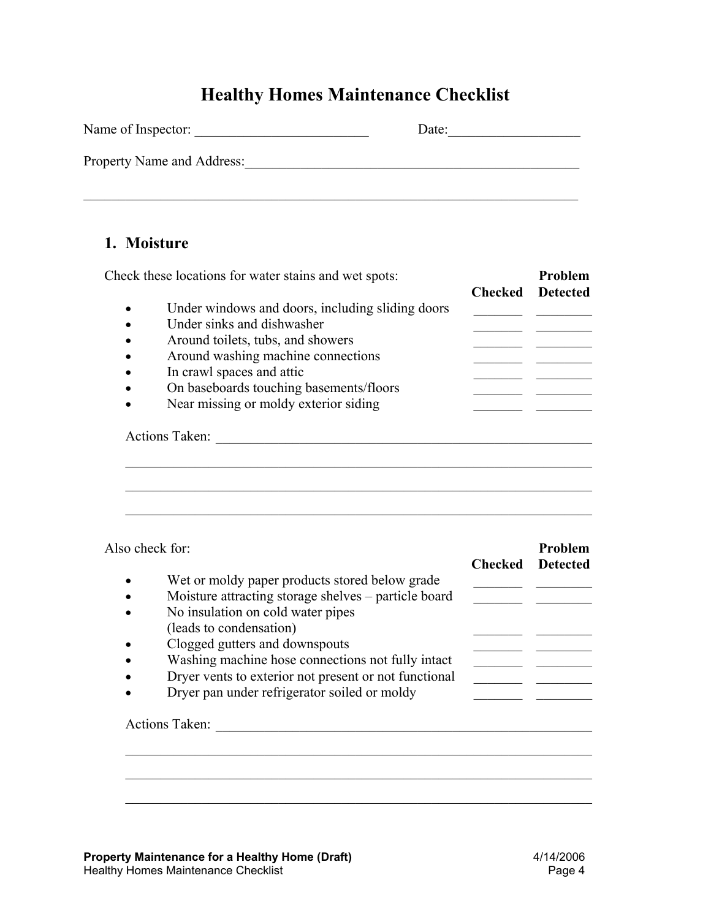# Healthy Homes Maintenance Checklist

Name of Inspector: _________________________ Date:___________________

Property Name and Address:_________________________________________________

_________________________________________________________________________

## 1. Moisture

Check these locations for water stains and wet spots:

| | Checked | Problem Detected |
|---|---|---|
| • Under windows and doors, including sliding doors | _______ | ________ |
| • Under sinks and dishwasher | _______ | ________ |
| • Around toilets, tubs, and showers | _______ | ________ |
| • Around washing machine connections | _______ | ________ |
| • In crawl spaces and attic | _______ | ________ |
| • On baseboards touching basements/floors | _______ | ________ |
| • Near missing or moldy exterior siding | _______ | ________ |

Actions Taken: _________________________________________________________

_______________________________________________________________________

_______________________________________________________________________

_______________________________________________________________________

Also check for:

| | Checked | Problem Detected |
|---|---|---|
| • Wet or moldy paper products stored below grade | _______ | ________ |
| • Moisture attracting storage shelves – particle board | _______ | ________ |
| • No insulation on cold water pipes (leads to condensation) | _______ | ________ |
| • Clogged gutters and downspouts | _______ | ________ |
| • Washing machine hose connections not fully intact | _______ | ________ |
| • Dryer vents to exterior not present or not functional | _______ | ________ |
| • Dryer pan under refrigerator soiled or moldy | _______ | ________ |

Actions Taken: _________________________________________________________

_______________________________________________________________________

_______________________________________________________________________

_______________________________________________________________________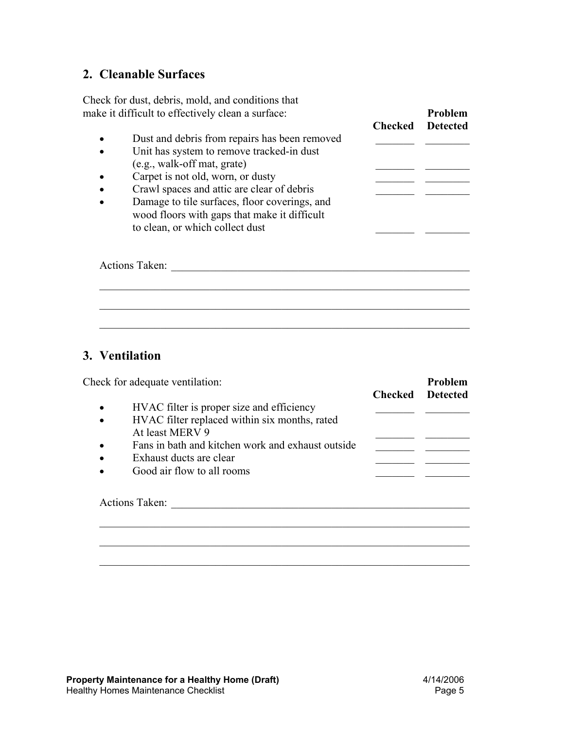## 2. Cleanable Surfaces

Check for dust, debris, mold, and conditions that make it difficult to effectively clean a surface:

| | Checked | Problem Detected |
|---|---|---|
| • Dust and debris from repairs has been removed | _______ | ________ |
| • Unit has system to remove tracked-in dust (e.g., walk-off mat, grate) | _______ | ________ |
| • Carpet is not old, worn, or dusty | _______ | ________ |
| • Crawl spaces and attic are clear of debris | _______ | ________ |
| • Damage to tile surfaces, floor coverings, and wood floors with gaps that make it difficult to clean, or which collect dust | _______ | ________ |

Actions Taken: ________________________________________________________

______________________________________________________________________

______________________________________________________________________

______________________________________________________________________

## 3. Ventilation

Check for adequate ventilation:

| | Checked | Problem Detected |
|---|---|---|
| • HVAC filter is proper size and efficiency | _______ | ________ |
| • HVAC filter replaced within six months, rated At least MERV 9 | _______ | ________ |
| • Fans in bath and kitchen work and exhaust outside | _______ | ________ |
| • Exhaust ducts are clear | _______ | ________ |
| • Good air flow to all rooms | _______ | ________ |

Actions Taken: ________________________________________________________

______________________________________________________________________

______________________________________________________________________

______________________________________________________________________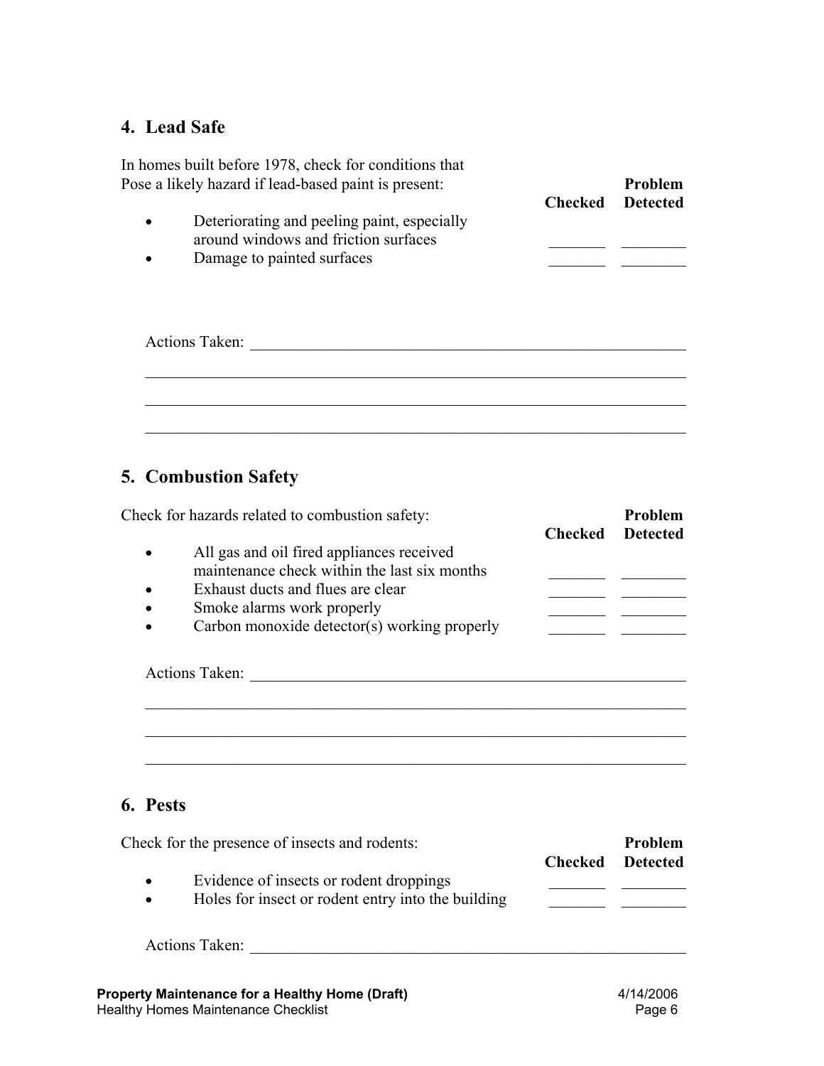## 4. Lead Safe

In homes built before 1978, check for conditions that Pose a likely hazard if lead-based paint is present:

| | Checked | Problem Detected |
|---|---|---|
| • Deteriorating and peeling paint, especially around windows and friction surfaces | _______ | ________ |
| • Damage to painted surfaces | _______ | ________ |

Actions Taken: ________________________________________________________

________________________________________________________________

________________________________________________________________

________________________________________________________________

## 5. Combustion Safety

Check for hazards related to combustion safety:

| | Checked | Problem Detected |
|---|---|---|
| • All gas and oil fired appliances received maintenance check within the last six months | _______ | ________ |
| • Exhaust ducts and flues are clear | _______ | ________ |
| • Smoke alarms work properly | _______ | ________ |
| • Carbon monoxide detector(s) working properly | _______ | ________ |

Actions Taken: ________________________________________________________

________________________________________________________________

________________________________________________________________

________________________________________________________________

## 6. Pests

Check for the presence of insects and rodents:

| | Checked | Problem Detected |
|---|---|---|
| • Evidence of insects or rodent droppings | _______ | ________ |
| • Holes for insect or rodent entry into the building | _______ | ________ |

Actions Taken: ________________________________________________________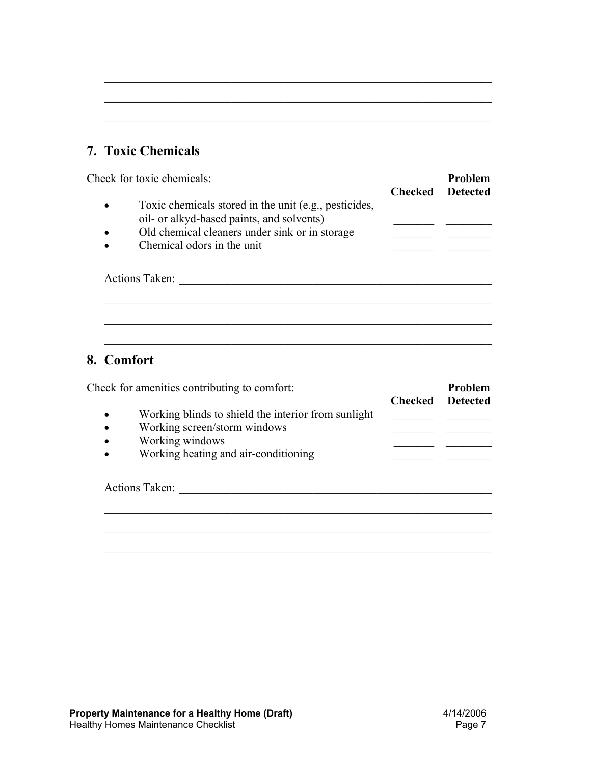## 7. Toxic Chemicals

Check for toxic chemicals:

| | Checked | Problem Detected |
|---|---|---|
| • Toxic chemicals stored in the unit (e.g., pesticides, oil- or alkyd-based paints, and solvents) | _______ | ________ |
| • Old chemical cleaners under sink or in storage | _______ | ________ |
| • Chemical odors in the unit | _______ | ________ |

Actions Taken: ________________________________________________________

______________________________________________________________________

______________________________________________________________________

______________________________________________________________________

## 8. Comfort

Check for amenities contributing to comfort:

| | Checked | Problem Detected |
|---|---|---|
| • Working blinds to shield the interior from sunlight | _______ | ________ |
| • Working screen/storm windows | _______ | ________ |
| • Working windows | _______ | ________ |
| • Working heating and air-conditioning | _______ | ________ |

Actions Taken: ________________________________________________________

______________________________________________________________________

______________________________________________________________________

______________________________________________________________________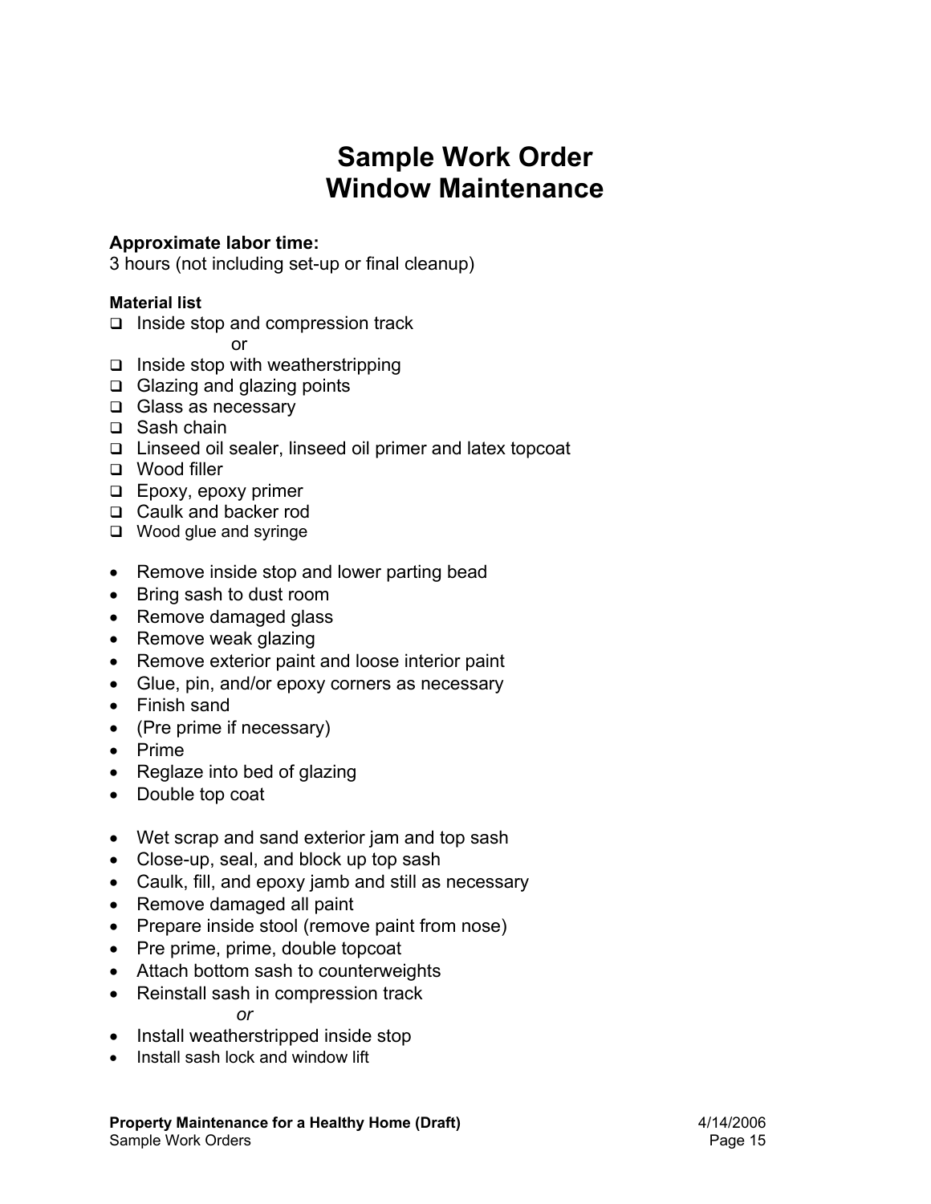# Sample Work Order
# Window Maintenance

**Approximate labor time:**
3 hours (not including set-up or final cleanup)

**Material list**

- [ ] Inside stop and compression track
  
  or
- [ ] Inside stop with weatherstripping
- [ ] Glazing and glazing points
- [ ] Glass as necessary
- [ ] Sash chain
- [ ] Linseed oil sealer, linseed oil primer and latex topcoat
- [ ] Wood filler
- [ ] Epoxy, epoxy primer
- [ ] Caulk and backer rod
- [ ] Wood glue and syringe

- Remove inside stop and lower parting bead
- Bring sash to dust room
- Remove damaged glass
- Remove weak glazing
- Remove exterior paint and loose interior paint
- Glue, pin, and/or epoxy corners as necessary
- Finish sand
- (Pre prime if necessary)
- Prime
- Reglaze into bed of glazing
- Double top coat

- Wet scrap and sand exterior jam and top sash
- Close-up, seal, and block up top sash
- Caulk, fill, and epoxy jamb and still as necessary
- Remove damaged all paint
- Prepare inside stool (remove paint from nose)
- Pre prime, prime, double topcoat
- Attach bottom sash to counterweights
- Reinstall sash in compression track
  
  *or*
- Install weatherstripped inside stop
- Install sash lock and window lift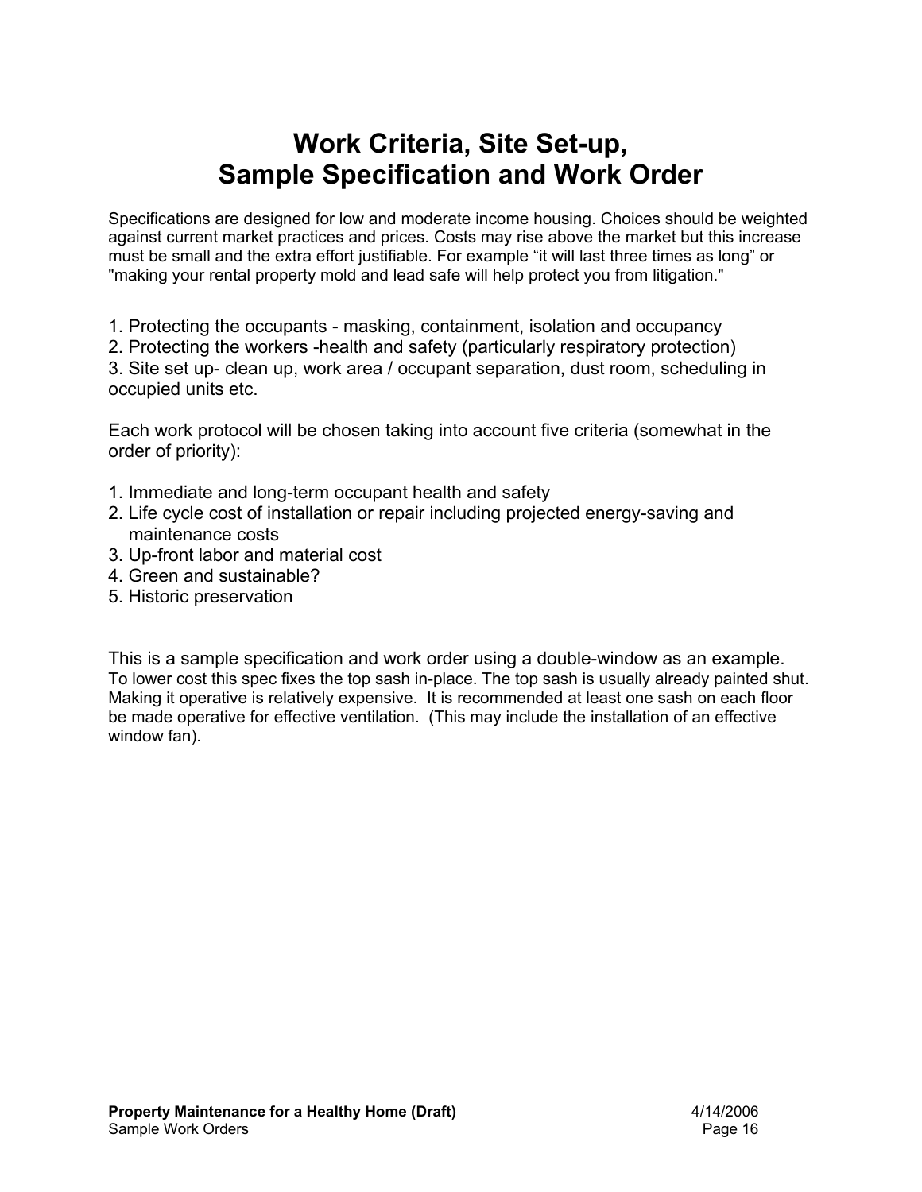# Work Criteria, Site Set-up, Sample Specification and Work Order

Specifications are designed for low and moderate income housing. Choices should be weighted against current market practices and prices. Costs may rise above the market but this increase must be small and the extra effort justifiable. For example "it will last three times as long" or "making your rental property mold and lead safe will help protect you from litigation."

1. Protecting the occupants - masking, containment, isolation and occupancy
2. Protecting the workers -health and safety (particularly respiratory protection)
3. Site set up- clean up, work area / occupant separation, dust room, scheduling in occupied units etc.

Each work protocol will be chosen taking into account five criteria (somewhat in the order of priority):

1. Immediate and long-term occupant health and safety
2. Life cycle cost of installation or repair including projected energy-saving and maintenance costs
3. Up-front labor and material cost
4. Green and sustainable?
5. Historic preservation

This is a sample specification and work order using a double-window as an example.
To lower cost this spec fixes the top sash in-place. The top sash is usually already painted shut. Making it operative is relatively expensive. It is recommended at least one sash on each floor be made operative for effective ventilation. (This may include the installation of an effective window fan).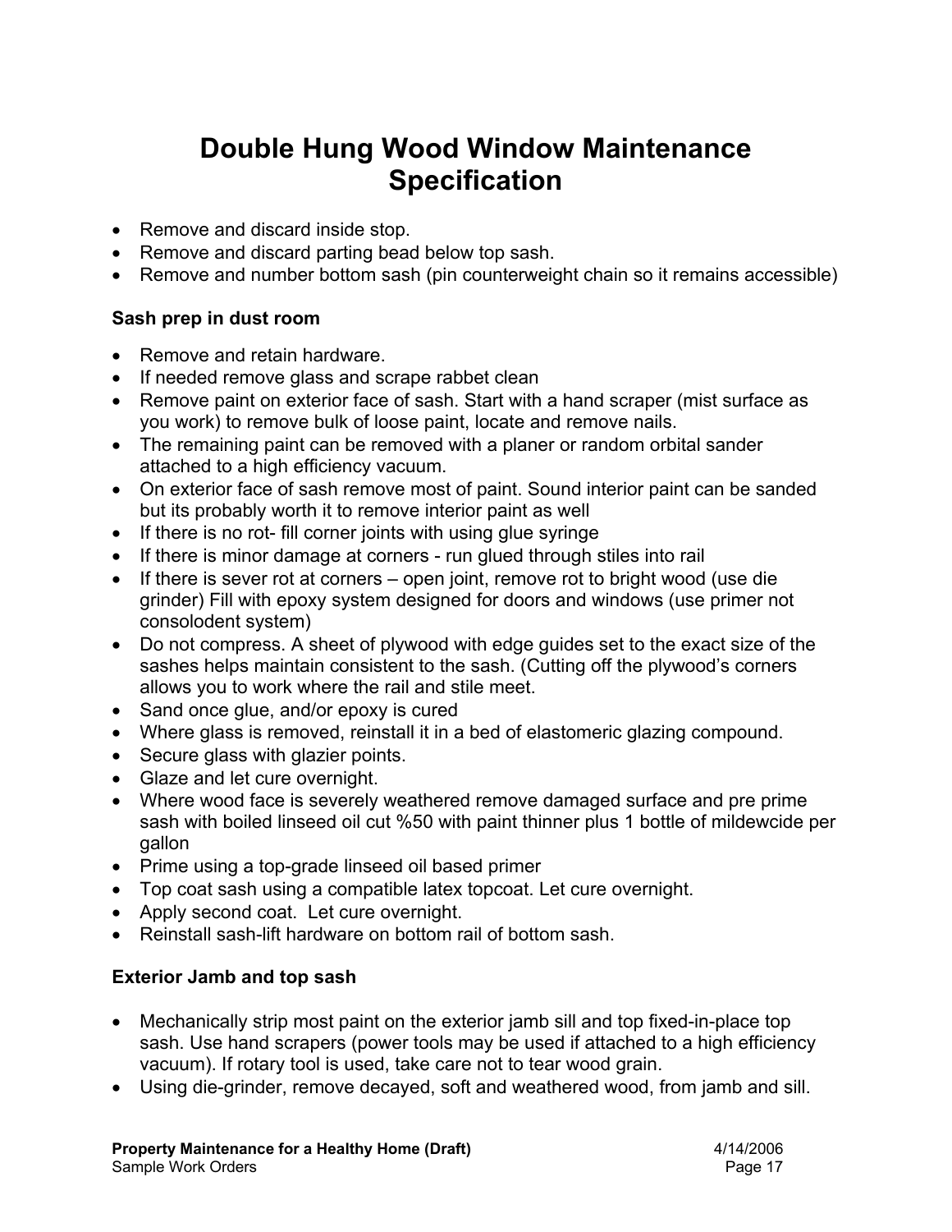# Double Hung Wood Window Maintenance Specification

- Remove and discard inside stop.
- Remove and discard parting bead below top sash.
- Remove and number bottom sash (pin counterweight chain so it remains accessible)

**Sash prep in dust room**

- Remove and retain hardware.
- If needed remove glass and scrape rabbet clean
- Remove paint on exterior face of sash. Start with a hand scraper (mist surface as you work) to remove bulk of loose paint, locate and remove nails.
- The remaining paint can be removed with a planer or random orbital sander attached to a high efficiency vacuum.
- On exterior face of sash remove most of paint. Sound interior paint can be sanded but its probably worth it to remove interior paint as well
- If there is no rot- fill corner joints with using glue syringe
- If there is minor damage at corners - run glued through stiles into rail
- If there is sever rot at corners – open joint, remove rot to bright wood (use die grinder) Fill with epoxy system designed for doors and windows (use primer not consolodent system)
- Do not compress. A sheet of plywood with edge guides set to the exact size of the sashes helps maintain consistent to the sash. (Cutting off the plywood's corners allows you to work where the rail and stile meet.
- Sand once glue, and/or epoxy is cured
- Where glass is removed, reinstall it in a bed of elastomeric glazing compound.
- Secure glass with glazier points.
- Glaze and let cure overnight.
- Where wood face is severely weathered remove damaged surface and pre prime sash with boiled linseed oil cut %50 with paint thinner plus 1 bottle of mildewcide per gallon
- Prime using a top-grade linseed oil based primer
- Top coat sash using a compatible latex topcoat. Let cure overnight.
- Apply second coat. Let cure overnight.
- Reinstall sash-lift hardware on bottom rail of bottom sash.

**Exterior Jamb and top sash**

- Mechanically strip most paint on the exterior jamb sill and top fixed-in-place top sash. Use hand scrapers (power tools may be used if attached to a high efficiency vacuum). If rotary tool is used, take care not to tear wood grain.
- Using die-grinder, remove decayed, soft and weathered wood, from jamb and sill.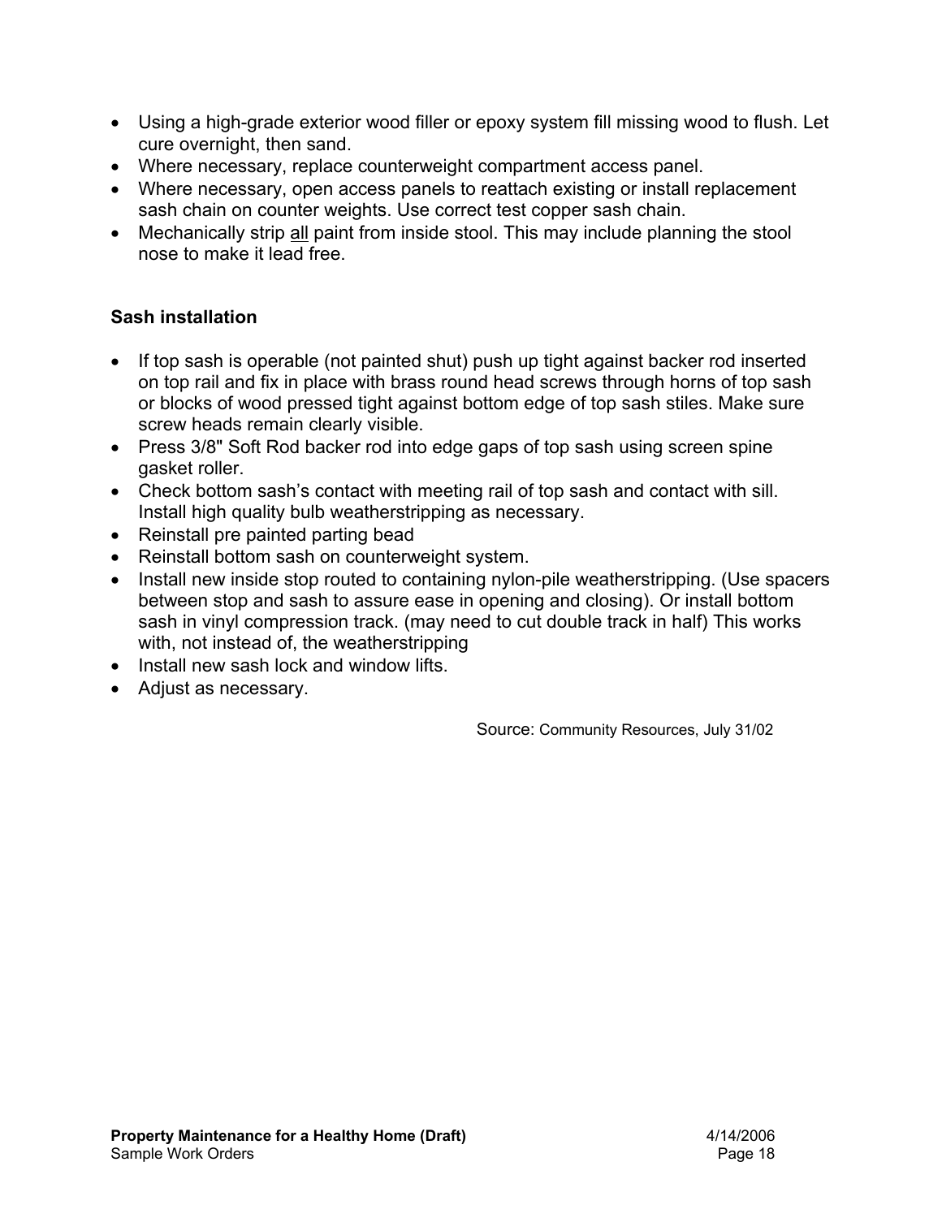- Using a high-grade exterior wood filler or epoxy system fill missing wood to flush. Let cure overnight, then sand.
- Where necessary, replace counterweight compartment access panel.
- Where necessary, open access panels to reattach existing or install replacement sash chain on counter weights. Use correct test copper sash chain.
- Mechanically strip <u>all</u> paint from inside stool. This may include planning the stool nose to make it lead free.

### Sash installation

- If top sash is operable (not painted shut) push up tight against backer rod inserted on top rail and fix in place with brass round head screws through horns of top sash or blocks of wood pressed tight against bottom edge of top sash stiles. Make sure screw heads remain clearly visible.
- Press 3/8" Soft Rod backer rod into edge gaps of top sash using screen spine gasket roller.
- Check bottom sash's contact with meeting rail of top sash and contact with sill. Install high quality bulb weatherstripping as necessary.
- Reinstall pre painted parting bead
- Reinstall bottom sash on counterweight system.
- Install new inside stop routed to containing nylon-pile weatherstripping. (Use spacers between stop and sash to assure ease in opening and closing). Or install bottom sash in vinyl compression track. (may need to cut double track in half) This works with, not instead of, the weatherstripping
- Install new sash lock and window lifts.
- Adjust as necessary.

Source: Community Resources, July 31/02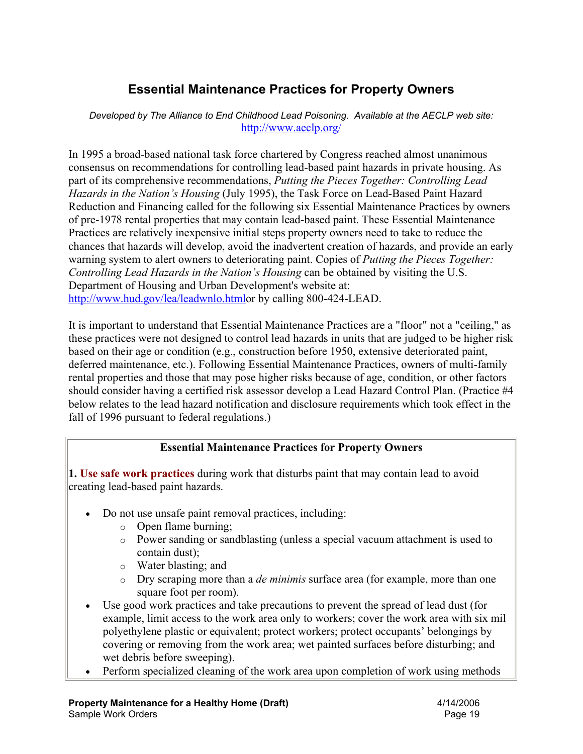## Essential Maintenance Practices for Property Owners

*Developed by The Alliance to End Childhood Lead Poisoning. Available at the AECLP web site:* http://www.aeclp.org/

In 1995 a broad-based national task force chartered by Congress reached almost unanimous consensus on recommendations for controlling lead-based paint hazards in private housing. As part of its comprehensive recommendations, *Putting the Pieces Together: Controlling Lead Hazards in the Nation's Housing* (July 1995), the Task Force on Lead-Based Paint Hazard Reduction and Financing called for the following six Essential Maintenance Practices by owners of pre-1978 rental properties that may contain lead-based paint. These Essential Maintenance Practices are relatively inexpensive initial steps property owners need to take to reduce the chances that hazards will develop, avoid the inadvertent creation of hazards, and provide an early warning system to alert owners to deteriorating paint. Copies of *Putting the Pieces Together: Controlling Lead Hazards in the Nation's Housing* can be obtained by visiting the U.S. Department of Housing and Urban Development's website at: http://www.hud.gov/lea/leadwnlo.htmlor by calling 800-424-LEAD.

It is important to understand that Essential Maintenance Practices are a "floor" not a "ceiling," as these practices were not designed to control lead hazards in units that are judged to be higher risk based on their age or condition (e.g., construction before 1950, extensive deteriorated paint, deferred maintenance, etc.). Following Essential Maintenance Practices, owners of multi-family rental properties and those that may pose higher risks because of age, condition, or other factors should consider having a certified risk assessor develop a Lead Hazard Control Plan. (Practice #4 below relates to the lead hazard notification and disclosure requirements which took effect in the fall of 1996 pursuant to federal regulations.)

**Essential Maintenance Practices for Property Owners**

**1. Use safe work practices** during work that disturbs paint that may contain lead to avoid creating lead-based paint hazards.

- Do not use unsafe paint removal practices, including:
  - Open flame burning;
  - Power sanding or sandblasting (unless a special vacuum attachment is used to contain dust);
  - Water blasting; and
  - Dry scraping more than a *de minimis* surface area (for example, more than one square foot per room).
- Use good work practices and take precautions to prevent the spread of lead dust (for example, limit access to the work area only to workers; cover the work area with six mil polyethylene plastic or equivalent; protect workers; protect occupants' belongings by covering or removing from the work area; wet painted surfaces before disturbing; and wet debris before sweeping).
- Perform specialized cleaning of the work area upon completion of work using methods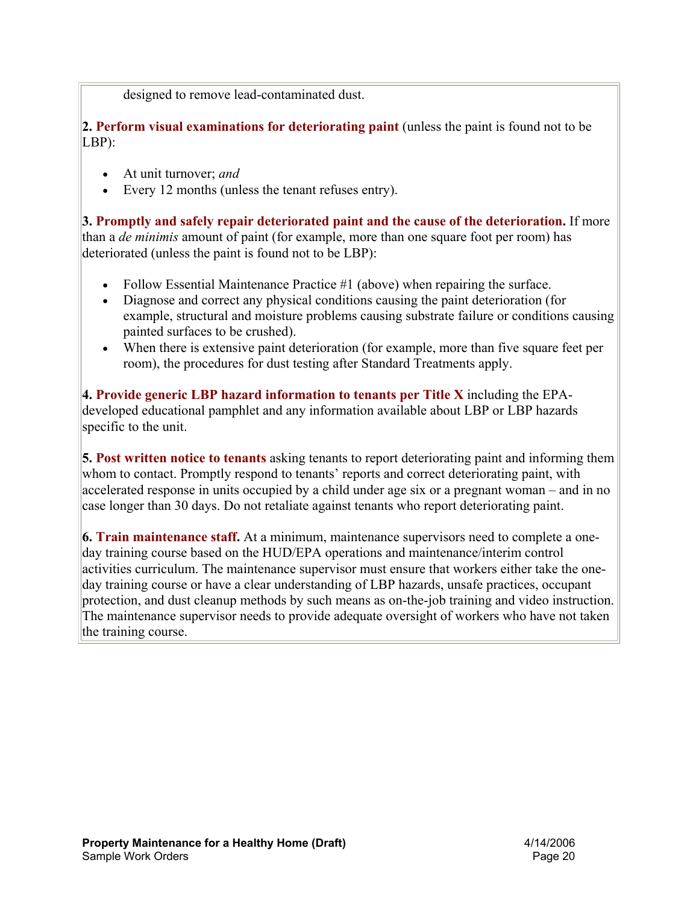designed to remove lead-contaminated dust.

**2. Perform visual examinations for deteriorating paint** (unless the paint is found not to be LBP):

- At unit turnover; *and*
- Every 12 months (unless the tenant refuses entry).

**3. Promptly and safely repair deteriorated paint and the cause of the deterioration.** If more than a *de minimis* amount of paint (for example, more than one square foot per room) has deteriorated (unless the paint is found not to be LBP):

- Follow Essential Maintenance Practice #1 (above) when repairing the surface.
- Diagnose and correct any physical conditions causing the paint deterioration (for example, structural and moisture problems causing substrate failure or conditions causing painted surfaces to be crushed).
- When there is extensive paint deterioration (for example, more than five square feet per room), the procedures for dust testing after Standard Treatments apply.

**4. Provide generic LBP hazard information to tenants per Title X** including the EPA-developed educational pamphlet and any information available about LBP or LBP hazards specific to the unit.

**5. Post written notice to tenants** asking tenants to report deteriorating paint and informing them whom to contact. Promptly respond to tenants' reports and correct deteriorating paint, with accelerated response in units occupied by a child under age six or a pregnant woman – and in no case longer than 30 days. Do not retaliate against tenants who report deteriorating paint.

**6. Train maintenance staff.** At a minimum, maintenance supervisors need to complete a one-day training course based on the HUD/EPA operations and maintenance/interim control activities curriculum. The maintenance supervisor must ensure that workers either take the one-day training course or have a clear understanding of LBP hazards, unsafe practices, occupant protection, and dust cleanup methods by such means as on-the-job training and video instruction. The maintenance supervisor needs to provide adequate oversight of workers who have not taken the training course.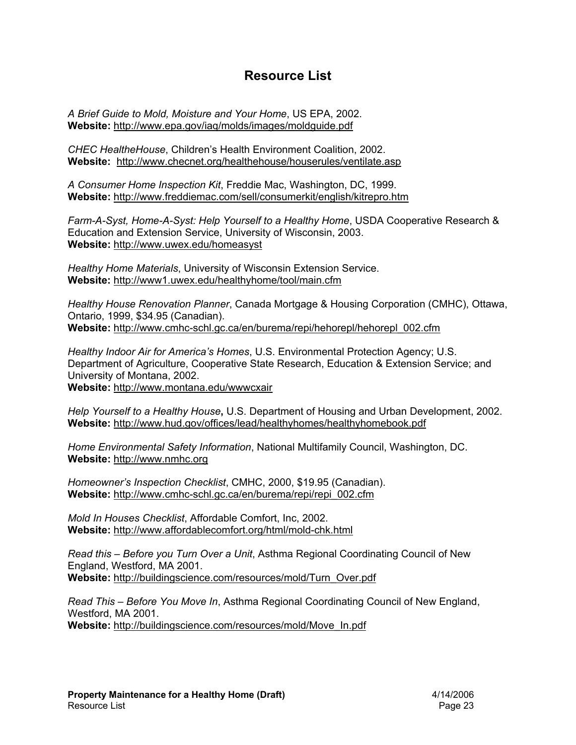## Resource List

*A Brief Guide to Mold, Moisture and Your Home*, US EPA, 2002.
**Website:** http://www.epa.gov/iaq/molds/images/moldguide.pdf

*CHEC HealtheHouse*, Children's Health Environment Coalition, 2002.
**Website:** http://www.checnet.org/healthehouse/houserules/ventilate.asp

*A Consumer Home Inspection Kit*, Freddie Mac, Washington, DC, 1999.
**Website:** http://www.freddiemac.com/sell/consumerkit/english/kitrepro.htm

*Farm-A-Syst, Home-A-Syst: Help Yourself to a Healthy Home*, USDA Cooperative Research & Education and Extension Service, University of Wisconsin, 2003.
**Website:** http://www.uwex.edu/homeasyst

*Healthy Home Materials*, University of Wisconsin Extension Service.
**Website:** http://www1.uwex.edu/healthyhome/tool/main.cfm

*Healthy House Renovation Planner*, Canada Mortgage & Housing Corporation (CMHC), Ottawa, Ontario, 1999, $34.95 (Canadian).
**Website:** http://www.cmhc-schl.gc.ca/en/burema/repi/hehorepl/hehorepl_002.cfm

*Healthy Indoor Air for America's Homes*, U.S. Environmental Protection Agency; U.S. Department of Agriculture, Cooperative State Research, Education & Extension Service; and University of Montana, 2002.
**Website:** http://www.montana.edu/wwwcxair

*Help Yourself to a Healthy House***,** U.S. Department of Housing and Urban Development, 2002.
**Website:** http://www.hud.gov/offices/lead/healthyhomes/healthyhomebook.pdf

*Home Environmental Safety Information*, National Multifamily Council, Washington, DC.
**Website:** http://www.nmhc.org

*Homeowner's Inspection Checklist*, CMHC, 2000, $19.95 (Canadian).
**Website:** http://www.cmhc-schl.gc.ca/en/burema/repi/repi_002.cfm

*Mold In Houses Checklist*, Affordable Comfort, Inc, 2002.
**Website:** http://www.affordablecomfort.org/html/mold-chk.html

*Read this – Before you Turn Over a Unit*, Asthma Regional Coordinating Council of New England, Westford, MA 2001.
**Website:** http://buildingscience.com/resources/mold/Turn_Over.pdf

*Read This – Before You Move In*, Asthma Regional Coordinating Council of New England, Westford, MA 2001.
**Website:** http://buildingscience.com/resources/mold/Move_In.pdf